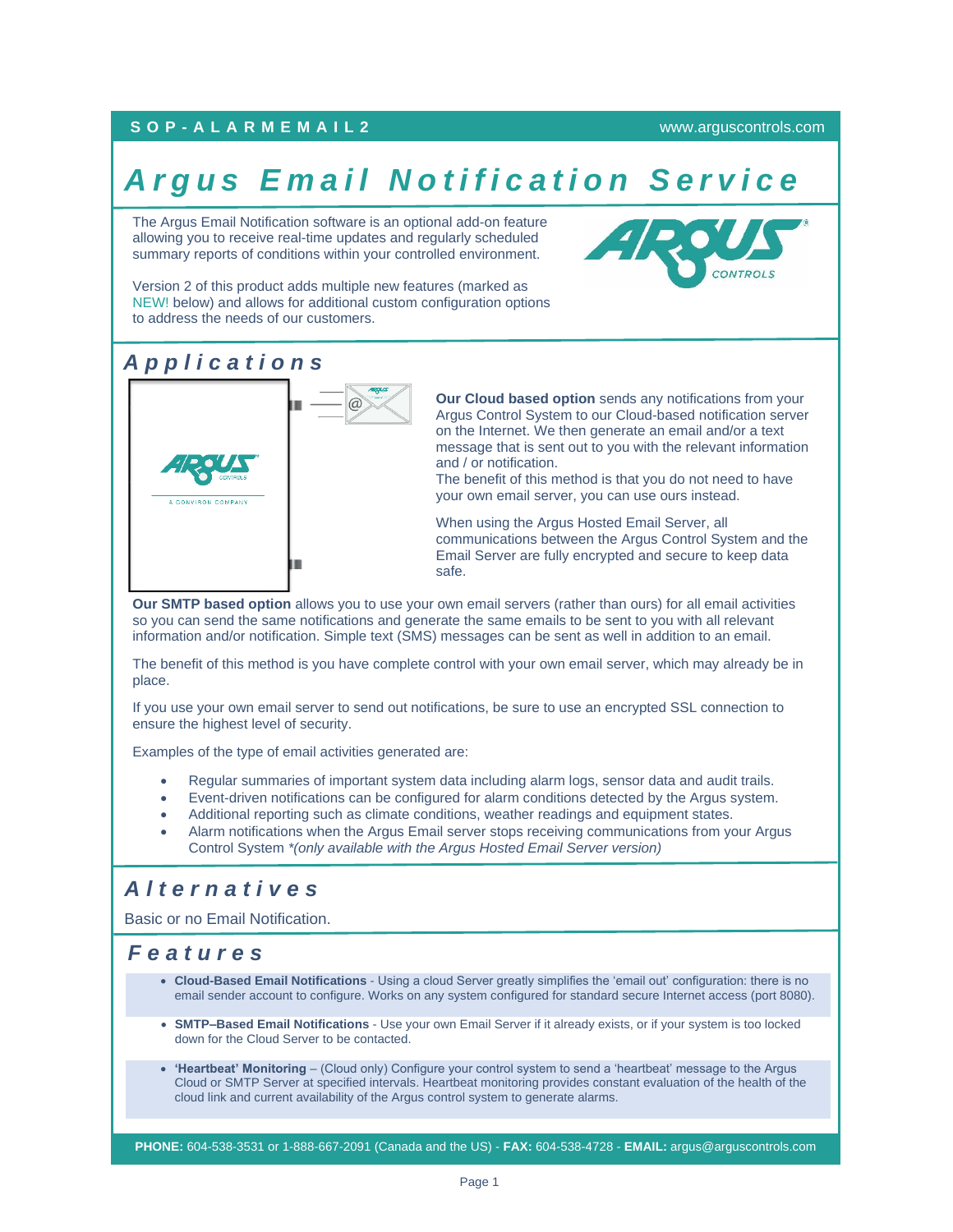SOP-ALARMEMAIL2 www.arguscontrols.com

# Argus Email Notification Service

The Argus Email Notification software is an optional add-on feature allowing you to receive real-time updates and regularly scheduled summary reports of conditions within your controlled environment.

Version 2 of this product adds multiple new features (marked as NEW! below) and allows for additional custom configuration options to address the needs of our customers.

## Applications

**Our Cloud based option** sends any notifications from your Argus Control System to our Cloud-based notification server on the Internet. We then generate an email and/or a text message that is sent out to you with the relevant information and / or notification.
The benefit of this method is that you do not need to have your own email server, you can use ours instead.

When using the Argus Hosted Email Server, all communications between the Argus Control System and the Email Server are fully encrypted and secure to keep data safe.

**Our SMTP based option** allows you to use your own email servers (rather than ours) for all email activities so you can send the same notifications and generate the same emails to be sent to you with all relevant information and/or notification. Simple text (SMS) messages can be sent as well in addition to an email.

The benefit of this method is you have complete control with your own email server, which may already be in place.

If you use your own email server to send out notifications, be sure to use an encrypted SSL connection to ensure the highest level of security.

Examples of the type of email activities generated are:

- Regular summaries of important system data including alarm logs, sensor data and audit trails.
- Event-driven notifications can be configured for alarm conditions detected by the Argus system.
- Additional reporting such as climate conditions, weather readings and equipment states.
- Alarm notifications when the Argus Email server stops receiving communications from your Argus Control System *\*(only available with the Argus Hosted Email Server version)*

## Alternatives

Basic or no Email Notification.

## Features

- **Cloud-Based Email Notifications** - Using a cloud Server greatly simplifies the 'email out' configuration: there is no email sender account to configure. Works on any system configured for standard secure Internet access (port 8080).
- **SMTP–Based Email Notifications** - Use your own Email Server if it already exists, or if your system is too locked down for the Cloud Server to be contacted.
- **'Heartbeat' Monitoring** – (Cloud only) Configure your control system to send a 'heartbeat' message to the Argus Cloud or SMTP Server at specified intervals. Heartbeat monitoring provides constant evaluation of the health of the cloud link and current availability of the Argus control system to generate alarms.

**PHONE:** 604-538-3531 or 1-888-667-2091 (Canada and the US) - **FAX:** 604-538-4728 - **EMAIL:** argus@arguscontrols.com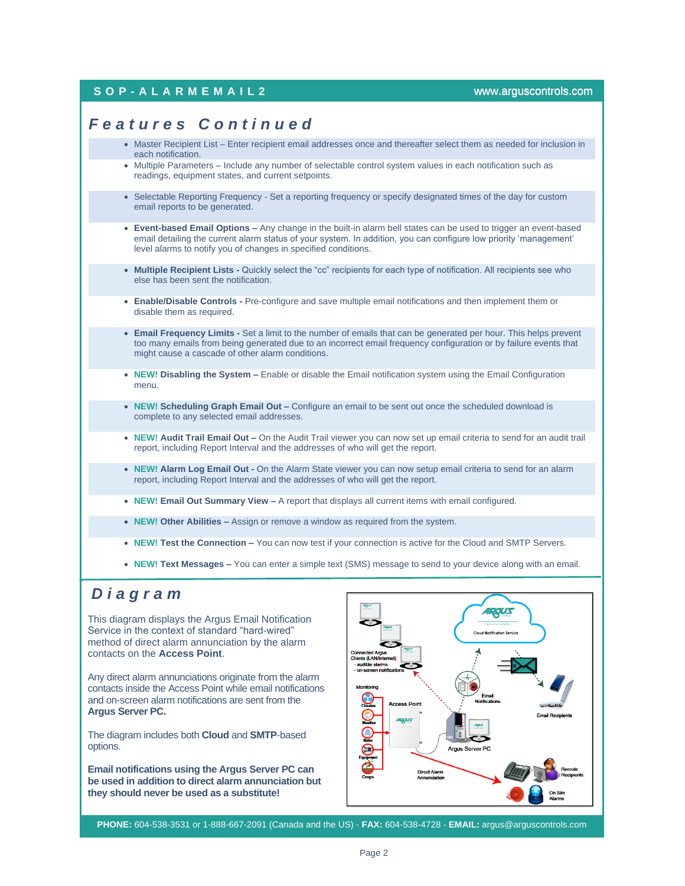## Features Continued

- Master Recipient List – Enter recipient email addresses once and thereafter select them as needed for inclusion in each notification.
- Multiple Parameters – Include any number of selectable control system values in each notification such as readings, equipment states, and current setpoints.
- Selectable Reporting Frequency - Set a reporting frequency or specify designated times of the day for custom email reports to be generated.
- **Event-based Email Options –** Any change in the built-in alarm bell states can be used to trigger an event-based email detailing the current alarm status of your system. In addition, you can configure low priority 'management' level alarms to notify you of changes in specified conditions.
- **Multiple Recipient Lists -** Quickly select the "cc" recipients for each type of notification. All recipients see who else has been sent the notification.
- **Enable/Disable Controls -** Pre-configure and save multiple email notifications and then implement them or disable them as required.
- **Email Frequency Limits -** Set a limit to the number of emails that can be generated per hour. This helps prevent too many emails from being generated due to an incorrect email frequency configuration or by failure events that might cause a cascade of other alarm conditions.
- **NEW! Disabling the System –** Enable or disable the Email notification system using the Email Configuration menu.
- **NEW! Scheduling Graph Email Out –** Configure an email to be sent out once the scheduled download is complete to any selected email addresses.
- **NEW! Audit Trail Email Out –** On the Audit Trail viewer you can now set up email criteria to send for an audit trail report, including Report Interval and the addresses of who will get the report.
- **NEW! Alarm Log Email Out -** On the Alarm State viewer you can now setup email criteria to send for an alarm report, including Report Interval and the addresses of who will get the report.
- **NEW! Email Out Summary View –** A report that displays all current items with email configured.
- **NEW! Other Abilities –** Assign or remove a window as required from the system.
- **NEW! Test the Connection –** You can now test if your connection is active for the Cloud and SMTP Servers.
- **NEW! Text Messages –** You can enter a simple text (SMS) message to send to your device along with an email.

## Diagram

This diagram displays the Argus Email Notification Service in the context of standard "hard-wired" method of direct alarm annunciation by the alarm contacts on the **Access Point**.

Any direct alarm annunciations originate from the alarm contacts inside the Access Point while email notifications and on-screen alarm notifications are sent from the **Argus Server PC.**

The diagram includes both **Cloud** and **SMTP**-based options.

**Email notifications using the Argus Server PC can be used in addition to direct alarm annunciation but they should never be used as a substitute!**

**PHONE:** 604-538-3531 or 1-888-667-2091 (Canada and the US) - **FAX:** 604-538-4728 - **EMAIL:** argus@arguscontrols.com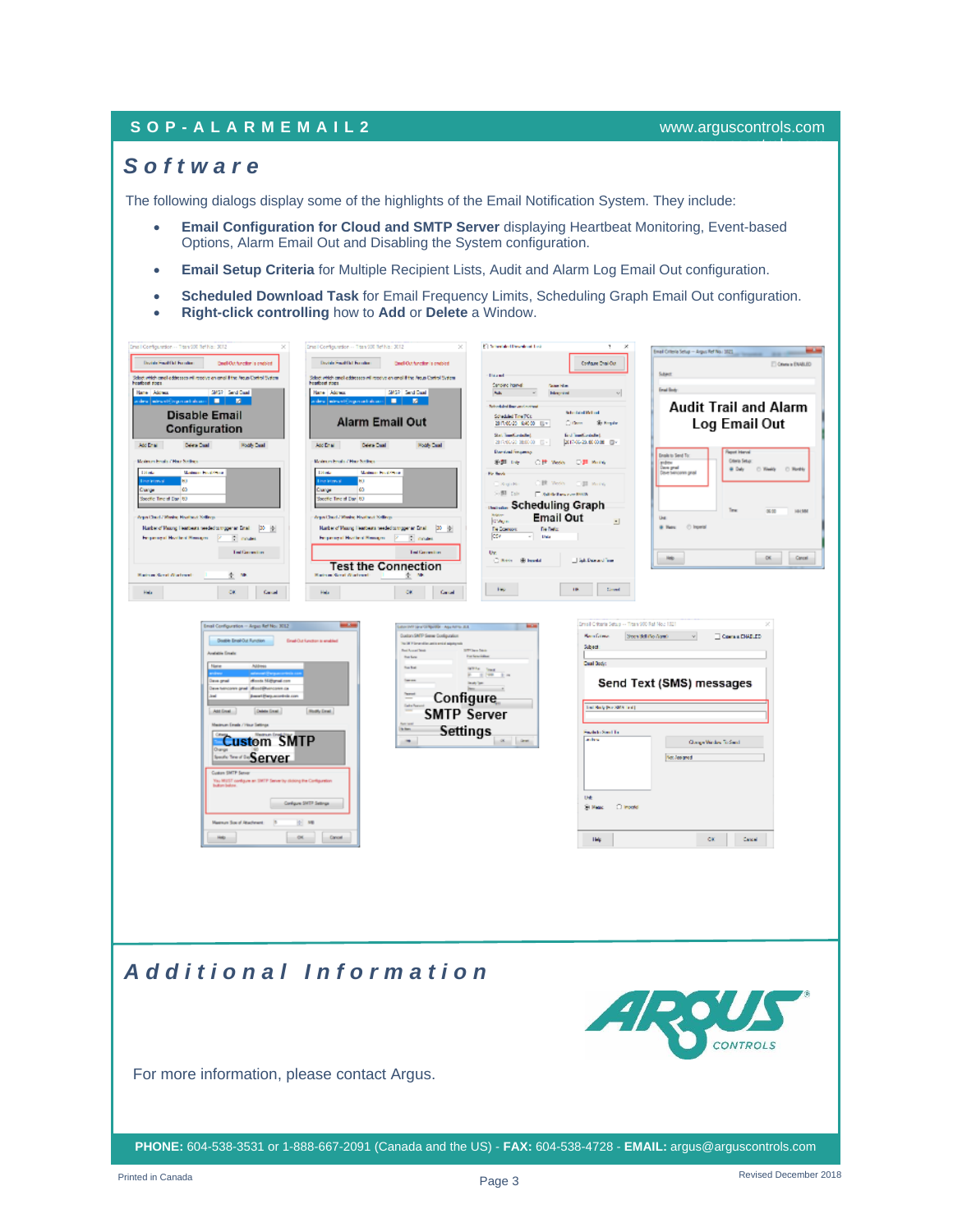## Software

The following dialogs display some of the highlights of the Email Notification System. They include:

- **Email Configuration for Cloud and SMTP Server** displaying Heartbeat Monitoring, Event-based Options, Alarm Email Out and Disabling the System configuration.
- **Email Setup Criteria** for Multiple Recipient Lists, Audit and Alarm Log Email Out configuration.
- **Scheduled Download Task** for Email Frequency Limits, Scheduling Graph Email Out configuration.
- **Right-click controlling** how to **Add** or **Delete** a Window.

Disable Email Configuration

Alarm Email Out

Test the Connection

Scheduling Graph Email Out

Audit Trail and Alarm Log Email Out

Custom SMTP Server

Configure SMTP Server Settings

Send Text (SMS) messages

## Additional Information

For more information, please contact Argus.

**PHONE:** 604-538-3531 or 1-888-667-2091 (Canada and the US) - **FAX:** 604-538-4728 - **EMAIL:** argus@arguscontrols.com

Printed in Canada

Revised December 2018